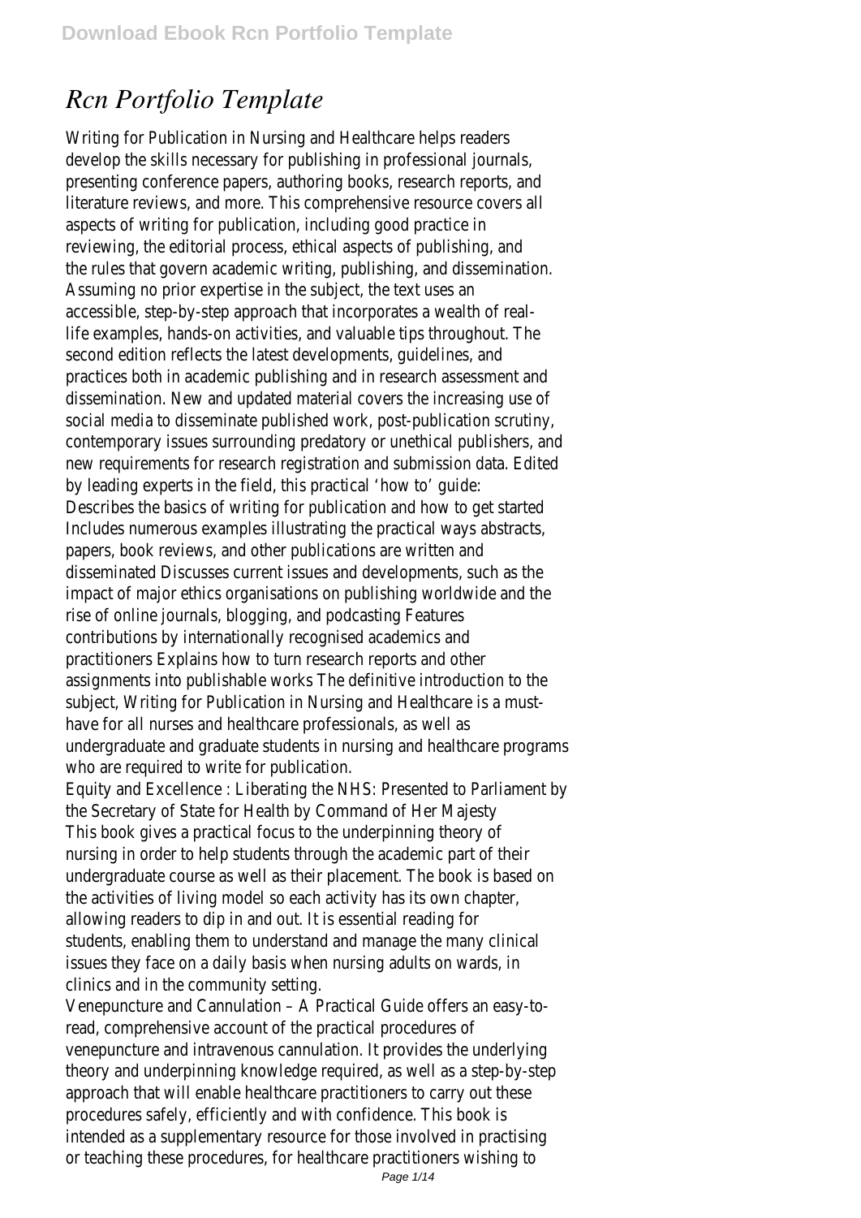# *Rcn Portfolio Template*

Writing for Publication in Nursing and Healthcare helps readers develop the skills necessary for publishing in professional journals, presenting conference papers, authoring books, research reports, and literature reviews, and more. This comprehensive resource covers all aspects of writing for publication, including good practice in reviewing, the editorial process, ethical aspects of publishing, and the rules that govern academic writing, publishing, and dissemination. Assuming no prior expertise in the subject, the text uses an accessible, step-by-step approach that incorporates a wealth of real-life examples, hands-on activities, and valuable tips throughout. The second edition reflects the latest developments, guidelines, and practices both in academic publishing and in research assessment and dissemination. New and updated material covers the increasing use of social media to disseminate published work, post-publication scrutiny, contemporary issues surrounding predatory or unethical publishers, and new requirements for research registration and submission data. Edited by leading experts in the field, this practical 'how to' guide: Describes the basics of writing for publication and how to get started Includes numerous examples illustrating the practical ways abstracts, papers, book reviews, and other publications are written and disseminated Discusses current issues and developments, such as the impact of major ethics organisations on publishing worldwide and the rise of online journals, blogging, and podcasting Features contributions by internationally recognised academics and practitioners Explains how to turn research reports and other assignments into publishable works The definitive introduction to the subject, Writing for Publication in Nursing and Healthcare is a must-have for all nurses and healthcare professionals, as well as undergraduate and graduate students in nursing and healthcare programs who are required to write for publication.

Equity and Excellence : Liberating the NHS: Presented to Parliament by the Secretary of State for Health by Command of Her Majesty

This book gives a practical focus to the underpinning theory of nursing in order to help students through the academic part of their undergraduate course as well as their placement. The book is based on the activities of living model so each activity has its own chapter, allowing readers to dip in and out. It is essential reading for students, enabling them to understand and manage the many clinical issues they face on a daily basis when nursing adults on wards, in clinics and in the community setting.

Venepuncture and Cannulation – A Practical Guide offers an easy-to-read, comprehensive account of the practical procedures of venepuncture and intravenous cannulation. It provides the underlying theory and underpinning knowledge required, as well as a step-by-step approach that will enable healthcare practitioners to carry out these procedures safely, efficiently and with confidence. This book is intended as a supplementary resource for those involved in practising or teaching these procedures, for healthcare practitioners wishing to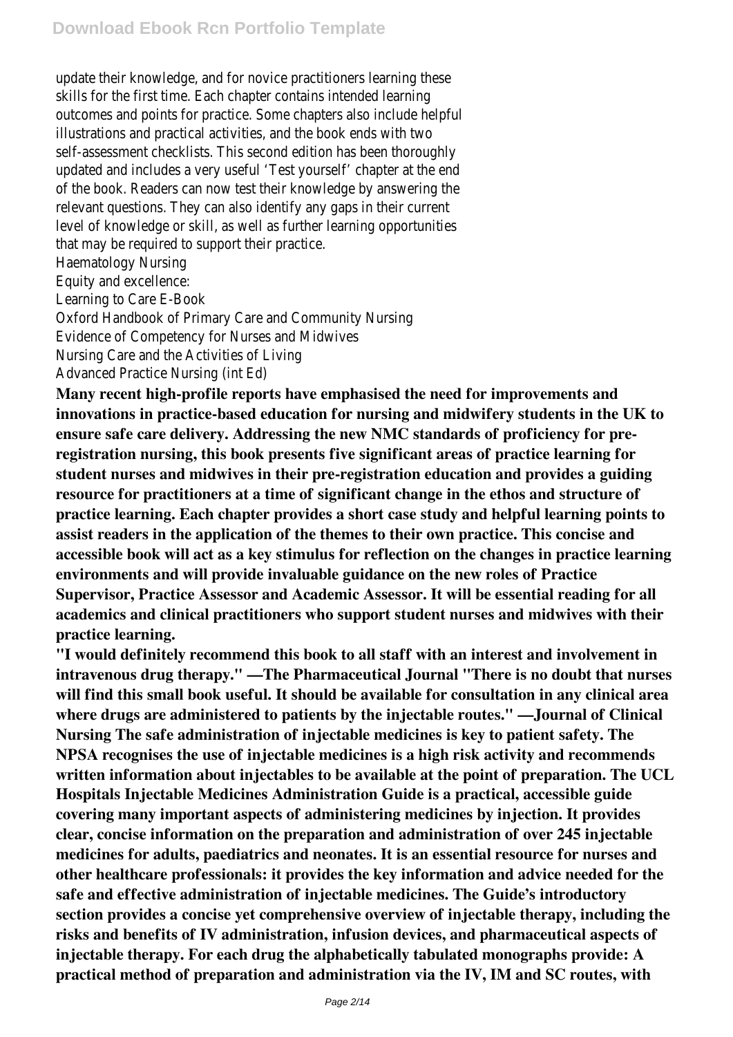update their knowledge, and for novice practitioners learning these skills for the first time. Each chapter contains intended learning outcomes and points for practice. Some chapters also include helpful illustrations and practical activities, and the book ends with two self-assessment checklists. This second edition has been thoroughly updated and includes a very useful 'Test yourself' chapter at the end of the book. Readers can now test their knowledge by answering the relevant questions. They can also identify any gaps in their current level of knowledge or skill, as well as further learning opportunities that may be required to support their practice.

Haematology Nursing
Equity and excellence:
Learning to Care E-Book
Oxford Handbook of Primary Care and Community Nursing
Evidence of Competency for Nurses and Midwives
Nursing Care and the Activities of Living
Advanced Practice Nursing (int Ed)

**Many recent high-profile reports have emphasised the need for improvements and innovations in practice-based education for nursing and midwifery students in the UK to ensure safe care delivery. Addressing the new NMC standards of proficiency for pre-registration nursing, this book presents five significant areas of practice learning for student nurses and midwives in their pre-registration education and provides a guiding resource for practitioners at a time of significant change in the ethos and structure of practice learning. Each chapter provides a short case study and helpful learning points to assist readers in the application of the themes to their own practice. This concise and accessible book will act as a key stimulus for reflection on the changes in practice learning environments and will provide invaluable guidance on the new roles of Practice Supervisor, Practice Assessor and Academic Assessor. It will be essential reading for all academics and clinical practitioners who support student nurses and midwives with their practice learning.**

**"I would definitely recommend this book to all staff with an interest and involvement in intravenous drug therapy." —The Pharmaceutical Journal "There is no doubt that nurses will find this small book useful. It should be available for consultation in any clinical area where drugs are administered to patients by the injectable routes." —Journal of Clinical Nursing The safe administration of injectable medicines is key to patient safety. The NPSA recognises the use of injectable medicines is a high risk activity and recommends written information about injectables to be available at the point of preparation. The UCL Hospitals Injectable Medicines Administration Guide is a practical, accessible guide covering many important aspects of administering medicines by injection. It provides clear, concise information on the preparation and administration of over 245 injectable medicines for adults, paediatrics and neonates. It is an essential resource for nurses and other healthcare professionals: it provides the key information and advice needed for the safe and effective administration of injectable medicines. The Guide's introductory section provides a concise yet comprehensive overview of injectable therapy, including the risks and benefits of IV administration, infusion devices, and pharmaceutical aspects of injectable therapy. For each drug the alphabetically tabulated monographs provide: A practical method of preparation and administration via the IV, IM and SC routes, with**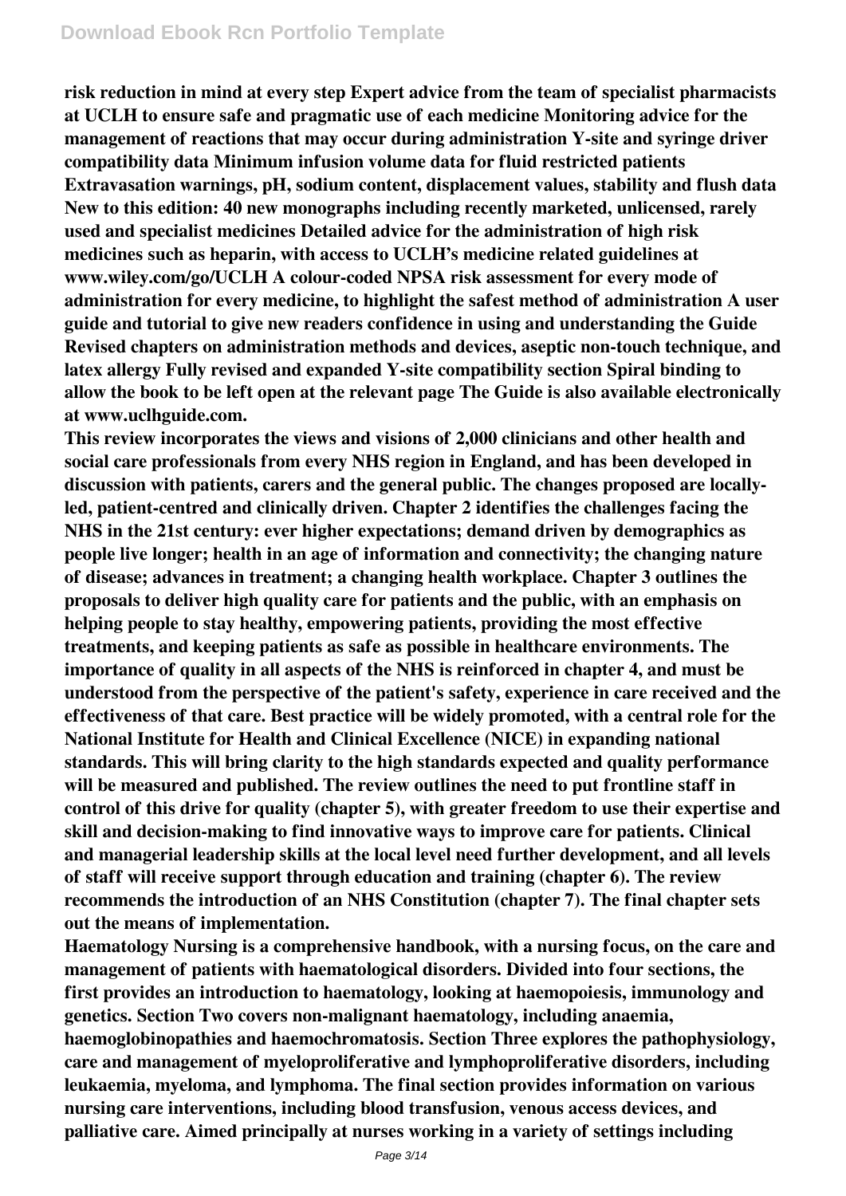**risk reduction in mind at every step Expert advice from the team of specialist pharmacists at UCLH to ensure safe and pragmatic use of each medicine Monitoring advice for the management of reactions that may occur during administration Y-site and syringe driver compatibility data Minimum infusion volume data for fluid restricted patients Extravasation warnings, pH, sodium content, displacement values, stability and flush data New to this edition: 40 new monographs including recently marketed, unlicensed, rarely used and specialist medicines Detailed advice for the administration of high risk medicines such as heparin, with access to UCLH's medicine related guidelines at www.wiley.com/go/UCLH A colour-coded NPSA risk assessment for every mode of administration for every medicine, to highlight the safest method of administration A user guide and tutorial to give new readers confidence in using and understanding the Guide Revised chapters on administration methods and devices, aseptic non-touch technique, and latex allergy Fully revised and expanded Y-site compatibility section Spiral binding to allow the book to be left open at the relevant page The Guide is also available electronically at www.uclhguide.com.**

**This review incorporates the views and visions of 2,000 clinicians and other health and social care professionals from every NHS region in England, and has been developed in discussion with patients, carers and the general public. The changes proposed are locally-led, patient-centred and clinically driven. Chapter 2 identifies the challenges facing the NHS in the 21st century: ever higher expectations; demand driven by demographics as people live longer; health in an age of information and connectivity; the changing nature of disease; advances in treatment; a changing health workplace. Chapter 3 outlines the proposals to deliver high quality care for patients and the public, with an emphasis on helping people to stay healthy, empowering patients, providing the most effective treatments, and keeping patients as safe as possible in healthcare environments. The importance of quality in all aspects of the NHS is reinforced in chapter 4, and must be understood from the perspective of the patient's safety, experience in care received and the effectiveness of that care. Best practice will be widely promoted, with a central role for the National Institute for Health and Clinical Excellence (NICE) in expanding national standards. This will bring clarity to the high standards expected and quality performance will be measured and published. The review outlines the need to put frontline staff in control of this drive for quality (chapter 5), with greater freedom to use their expertise and skill and decision-making to find innovative ways to improve care for patients. Clinical and managerial leadership skills at the local level need further development, and all levels of staff will receive support through education and training (chapter 6). The review recommends the introduction of an NHS Constitution (chapter 7). The final chapter sets out the means of implementation.**

**Haematology Nursing is a comprehensive handbook, with a nursing focus, on the care and management of patients with haematological disorders. Divided into four sections, the first provides an introduction to haematology, looking at haemopoiesis, immunology and genetics. Section Two covers non-malignant haematology, including anaemia, haemoglobinopathies and haemochromatosis. Section Three explores the pathophysiology, care and management of myeloproliferative and lymphoproliferative disorders, including leukaemia, myeloma, and lymphoma. The final section provides information on various nursing care interventions, including blood transfusion, venous access devices, and palliative care. Aimed principally at nurses working in a variety of settings including**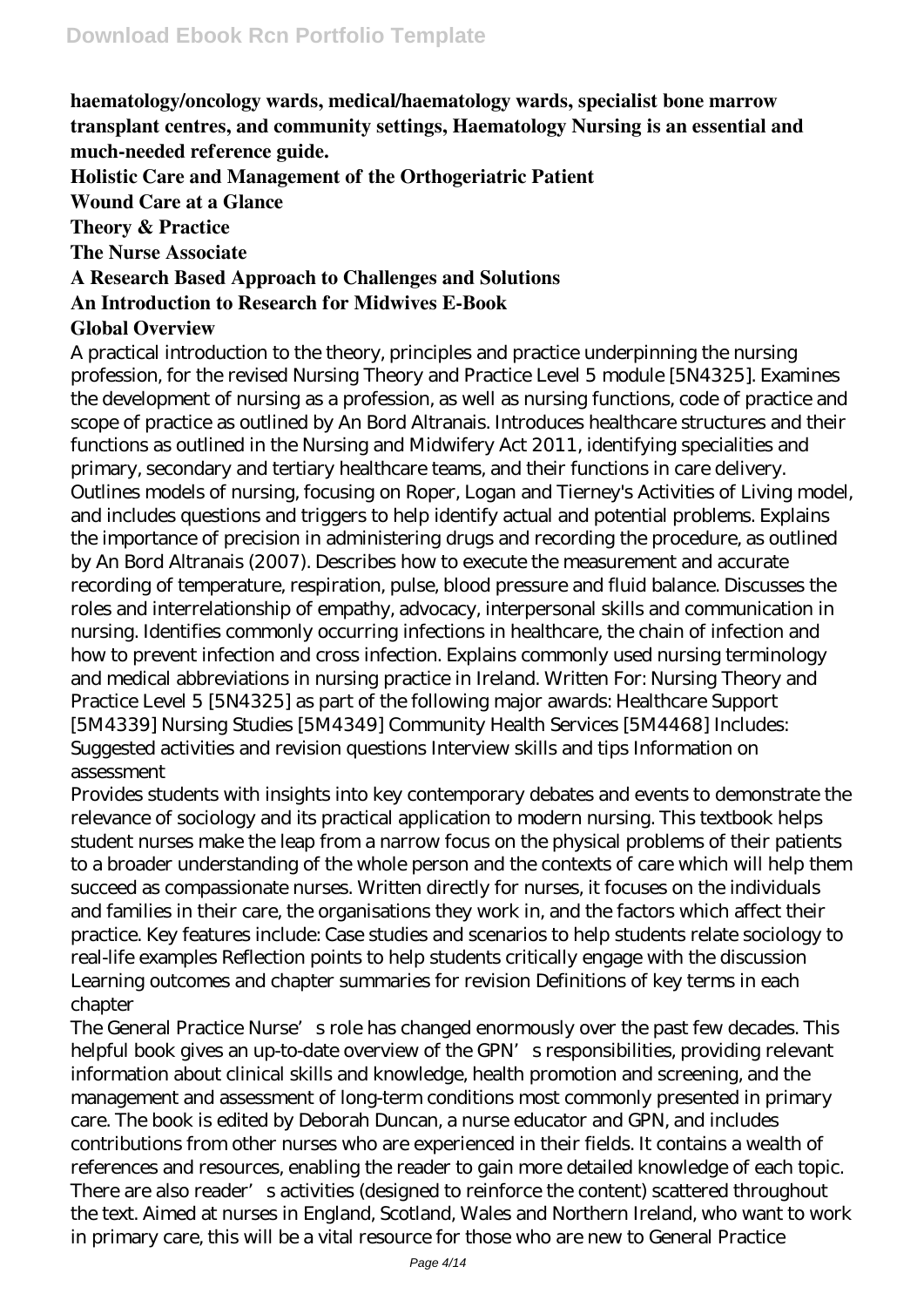**haematology/oncology wards, medical/haematology wards, specialist bone marrow transplant centres, and community settings, Haematology Nursing is an essential and much-needed reference guide.**

**Holistic Care and Management of the Orthogeriatric Patient**

**Wound Care at a Glance**

**Theory & Practice**

**The Nurse Associate**

**A Research Based Approach to Challenges and Solutions**

**An Introduction to Research for Midwives E-Book**

**Global Overview**

A practical introduction to the theory, principles and practice underpinning the nursing profession, for the revised Nursing Theory and Practice Level 5 module [5N4325]. Examines the development of nursing as a profession, as well as nursing functions, code of practice and scope of practice as outlined by An Bord Altranais. Introduces healthcare structures and their functions as outlined in the Nursing and Midwifery Act 2011, identifying specialities and primary, secondary and tertiary healthcare teams, and their functions in care delivery. Outlines models of nursing, focusing on Roper, Logan and Tierney's Activities of Living model, and includes questions and triggers to help identify actual and potential problems. Explains the importance of precision in administering drugs and recording the procedure, as outlined by An Bord Altranais (2007). Describes how to execute the measurement and accurate recording of temperature, respiration, pulse, blood pressure and fluid balance. Discusses the roles and interrelationship of empathy, advocacy, interpersonal skills and communication in nursing. Identifies commonly occurring infections in healthcare, the chain of infection and how to prevent infection and cross infection. Explains commonly used nursing terminology and medical abbreviations in nursing practice in Ireland. Written For: Nursing Theory and Practice Level 5 [5N4325] as part of the following major awards: Healthcare Support [5M4339] Nursing Studies [5M4349] Community Health Services [5M4468] Includes: Suggested activities and revision questions Interview skills and tips Information on assessment

Provides students with insights into key contemporary debates and events to demonstrate the relevance of sociology and its practical application to modern nursing. This textbook helps student nurses make the leap from a narrow focus on the physical problems of their patients to a broader understanding of the whole person and the contexts of care which will help them succeed as compassionate nurses. Written directly for nurses, it focuses on the individuals and families in their care, the organisations they work in, and the factors which affect their practice. Key features include: Case studies and scenarios to help students relate sociology to real-life examples Reflection points to help students critically engage with the discussion Learning outcomes and chapter summaries for revision Definitions of key terms in each chapter

The General Practice Nurse's role has changed enormously over the past few decades. This helpful book gives an up-to-date overview of the GPN's responsibilities, providing relevant information about clinical skills and knowledge, health promotion and screening, and the management and assessment of long-term conditions most commonly presented in primary care. The book is edited by Deborah Duncan, a nurse educator and GPN, and includes contributions from other nurses who are experienced in their fields. It contains a wealth of references and resources, enabling the reader to gain more detailed knowledge of each topic. There are also reader's activities (designed to reinforce the content) scattered throughout the text. Aimed at nurses in England, Scotland, Wales and Northern Ireland, who want to work in primary care, this will be a vital resource for those who are new to General Practice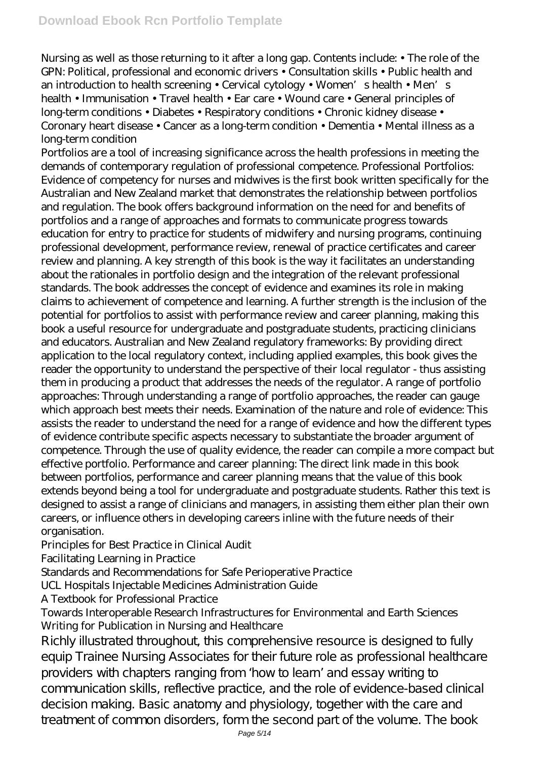Nursing as well as those returning to it after a long gap. Contents include: • The role of the GPN: Political, professional and economic drivers • Consultation skills • Public health and an introduction to health screening • Cervical cytology • Women's health • Men's health • Immunisation • Travel health • Ear care • Wound care • General principles of long-term conditions • Diabetes • Respiratory conditions • Chronic kidney disease • Coronary heart disease • Cancer as a long-term condition • Dementia • Mental illness as a long-term condition

Portfolios are a tool of increasing significance across the health professions in meeting the demands of contemporary regulation of professional competence. Professional Portfolios: Evidence of competency for nurses and midwives is the first book written specifically for the Australian and New Zealand market that demonstrates the relationship between portfolios and regulation. The book offers background information on the need for and benefits of portfolios and a range of approaches and formats to communicate progress towards education for entry to practice for students of midwifery and nursing programs, continuing professional development, performance review, renewal of practice certificates and career review and planning. A key strength of this book is the way it facilitates an understanding about the rationales in portfolio design and the integration of the relevant professional standards. The book addresses the concept of evidence and examines its role in making claims to achievement of competence and learning. A further strength is the inclusion of the potential for portfolios to assist with performance review and career planning, making this book a useful resource for undergraduate and postgraduate students, practicing clinicians and educators. Australian and New Zealand regulatory frameworks: By providing direct application to the local regulatory context, including applied examples, this book gives the reader the opportunity to understand the perspective of their local regulator - thus assisting them in producing a product that addresses the needs of the regulator. A range of portfolio approaches: Through understanding a range of portfolio approaches, the reader can gauge which approach best meets their needs. Examination of the nature and role of evidence: This assists the reader to understand the need for a range of evidence and how the different types of evidence contribute specific aspects necessary to substantiate the broader argument of competence. Through the use of quality evidence, the reader can compile a more compact but effective portfolio. Performance and career planning: The direct link made in this book between portfolios, performance and career planning means that the value of this book extends beyond being a tool for undergraduate and postgraduate students. Rather this text is designed to assist a range of clinicians and managers, in assisting them either plan their own careers, or influence others in developing careers inline with the future needs of their organisation.

Principles for Best Practice in Clinical Audit
Facilitating Learning in Practice
Standards and Recommendations for Safe Perioperative Practice
UCL Hospitals Injectable Medicines Administration Guide
A Textbook for Professional Practice
Towards Interoperable Research Infrastructures for Environmental and Earth Sciences
Writing for Publication in Nursing and Healthcare

Richly illustrated throughout, this comprehensive resource is designed to fully equip Trainee Nursing Associates for their future role as professional healthcare providers with chapters ranging from 'how to learn' and essay writing to communication skills, reflective practice, and the role of evidence-based clinical decision making. Basic anatomy and physiology, together with the care and treatment of common disorders, form the second part of the volume. The book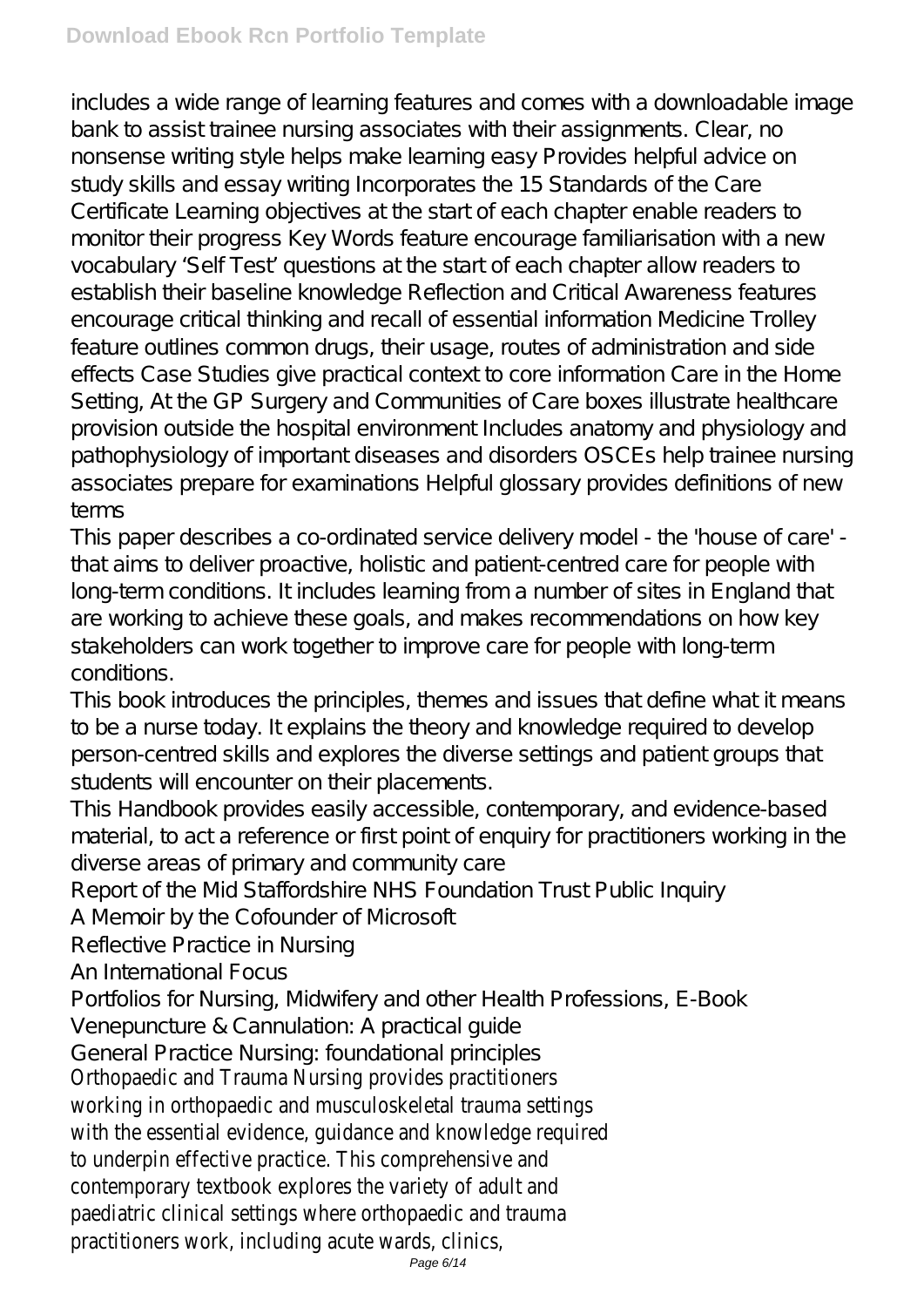includes a wide range of learning features and comes with a downloadable image bank to assist trainee nursing associates with their assignments. Clear, no nonsense writing style helps make learning easy Provides helpful advice on study skills and essay writing Incorporates the 15 Standards of the Care Certificate Learning objectives at the start of each chapter enable readers to monitor their progress Key Words feature encourage familiarisation with a new vocabulary 'Self Test' questions at the start of each chapter allow readers to establish their baseline knowledge Reflection and Critical Awareness features encourage critical thinking and recall of essential information Medicine Trolley feature outlines common drugs, their usage, routes of administration and side effects Case Studies give practical context to core information Care in the Home Setting, At the GP Surgery and Communities of Care boxes illustrate healthcare provision outside the hospital environment Includes anatomy and physiology and pathophysiology of important diseases and disorders OSCEs help trainee nursing associates prepare for examinations Helpful glossary provides definitions of new terms

This paper describes a co-ordinated service delivery model - the 'house of care' - that aims to deliver proactive, holistic and patient-centred care for people with long-term conditions. It includes learning from a number of sites in England that are working to achieve these goals, and makes recommendations on how key stakeholders can work together to improve care for people with long-term conditions.

This book introduces the principles, themes and issues that define what it means to be a nurse today. It explains the theory and knowledge required to develop person-centred skills and explores the diverse settings and patient groups that students will encounter on their placements.

This Handbook provides easily accessible, contemporary, and evidence-based material, to act a reference or first point of enquiry for practitioners working in the diverse areas of primary and community care

Report of the Mid Staffordshire NHS Foundation Trust Public Inquiry

A Memoir by the Cofounder of Microsoft

Reflective Practice in Nursing

An International Focus

Portfolios for Nursing, Midwifery and other Health Professions, E-Book

Venepuncture & Cannulation: A practical guide

General Practice Nursing: foundational principles

Orthopaedic and Trauma Nursing provides practitioners working in orthopaedic and musculoskeletal trauma settings with the essential evidence, guidance and knowledge required to underpin effective practice. This comprehensive and contemporary textbook explores the variety of adult and paediatric clinical settings where orthopaedic and trauma practitioners work, including acute wards, clinics,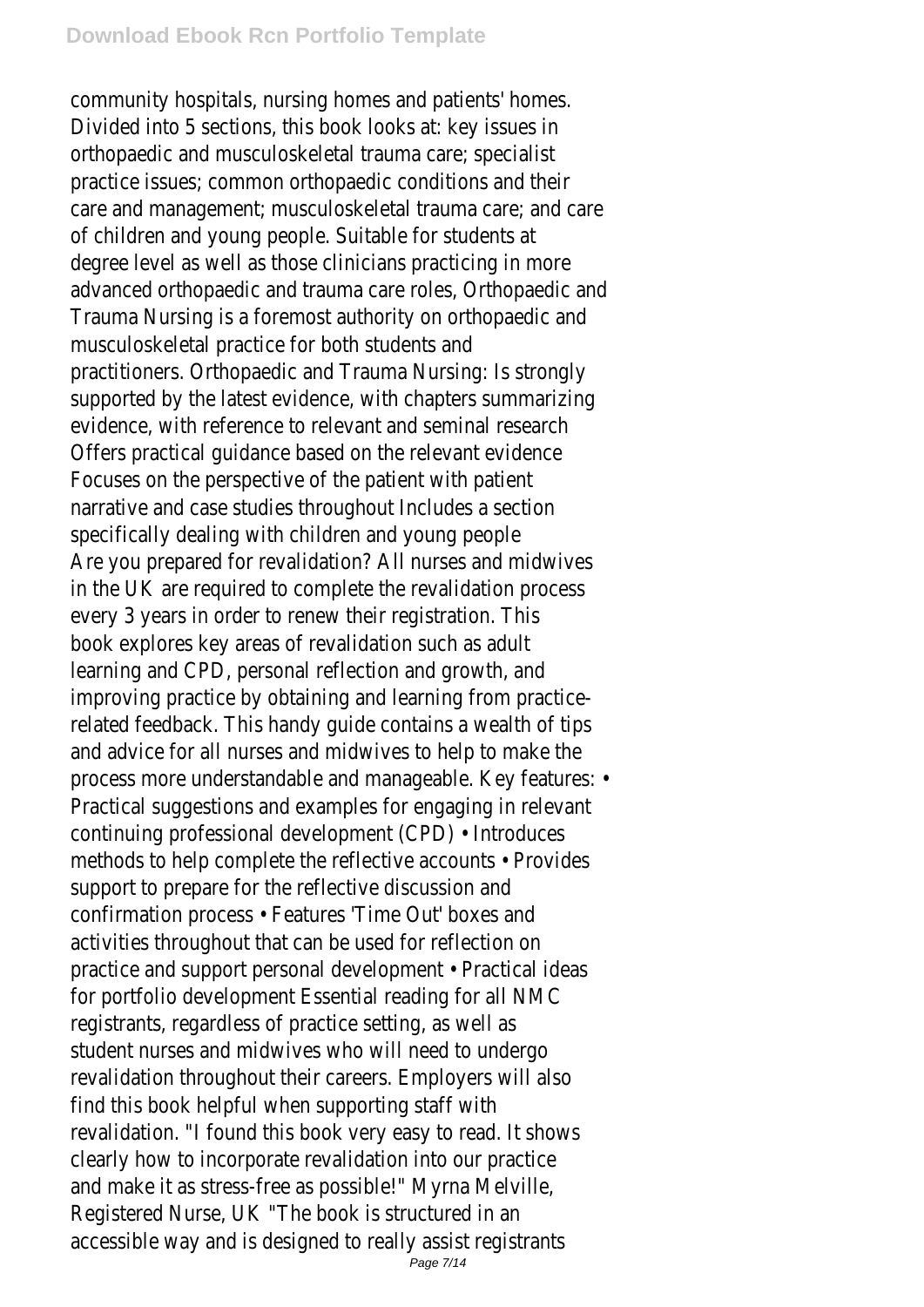community hospitals, nursing homes and patients' homes. Divided into 5 sections, this book looks at: key issues in orthopaedic and musculoskeletal trauma care; specialist practice issues; common orthopaedic conditions and their care and management; musculoskeletal trauma care; and care of children and young people. Suitable for students at degree level as well as those clinicians practicing in more advanced orthopaedic and trauma care roles, Orthopaedic and Trauma Nursing is a foremost authority on orthopaedic and musculoskeletal practice for both students and practitioners. Orthopaedic and Trauma Nursing: Is strongly supported by the latest evidence, with chapters summarizing evidence, with reference to relevant and seminal research Offers practical guidance based on the relevant evidence Focuses on the perspective of the patient with patient narrative and case studies throughout Includes a section specifically dealing with children and young people

Are you prepared for revalidation? All nurses and midwives in the UK are required to complete the revalidation process every 3 years in order to renew their registration. This book explores key areas of revalidation such as adult learning and CPD, personal reflection and growth, and improving practice by obtaining and learning from practice-related feedback. This handy guide contains a wealth of tips and advice for all nurses and midwives to help to make the process more understandable and manageable. Key features: • Practical suggestions and examples for engaging in relevant continuing professional development (CPD) • Introduces methods to help complete the reflective accounts • Provides support to prepare for the reflective discussion and confirmation process • Features 'Time Out' boxes and activities throughout that can be used for reflection on practice and support personal development • Practical ideas for portfolio development Essential reading for all NMC registrants, regardless of practice setting, as well as student nurses and midwives who will need to undergo revalidation throughout their careers. Employers will also find this book helpful when supporting staff with revalidation. "I found this book very easy to read. It shows clearly how to incorporate revalidation into our practice and make it as stress-free as possible!" Myrna Melville, Registered Nurse, UK "The book is structured in an accessible way and is designed to really assist registrants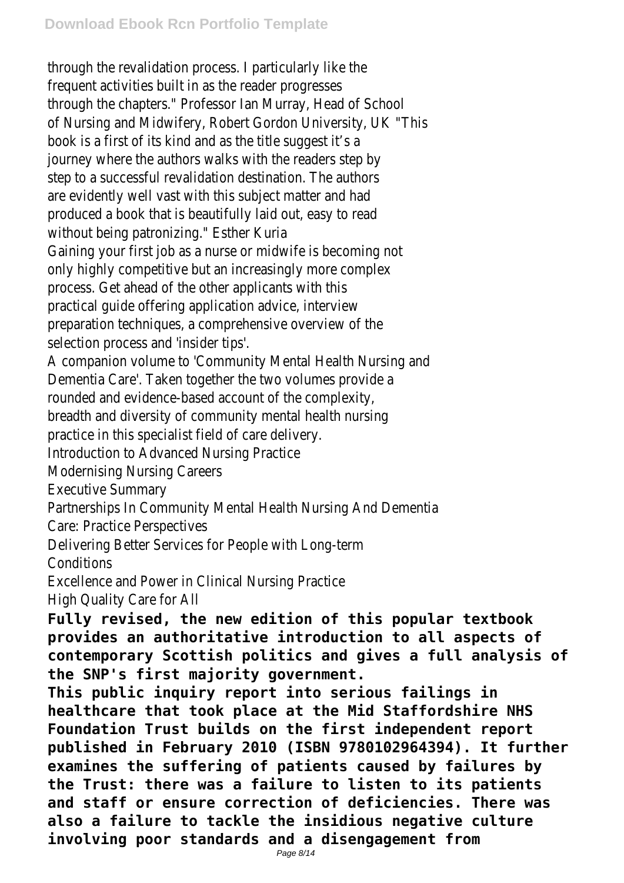through the revalidation process. I particularly like the frequent activities built in as the reader progresses through the chapters." Professor Ian Murray, Head of School of Nursing and Midwifery, Robert Gordon University, UK "This book is a first of its kind and as the title suggest it's a journey where the authors walks with the readers step by step to a successful revalidation destination. The authors are evidently well vast with this subject matter and had produced a book that is beautifully laid out, easy to read without being patronizing." Esther Kuria

Gaining your first job as a nurse or midwife is becoming not only highly competitive but an increasingly more complex process. Get ahead of the other applicants with this practical guide offering application advice, interview preparation techniques, a comprehensive overview of the selection process and 'insider tips'.

A companion volume to 'Community Mental Health Nursing and Dementia Care'. Taken together the two volumes provide a rounded and evidence-based account of the complexity, breadth and diversity of community mental health nursing practice in this specialist field of care delivery.

Introduction to Advanced Nursing Practice

Modernising Nursing Careers

Executive Summary

Partnerships In Community Mental Health Nursing And Dementia Care: Practice Perspectives

Delivering Better Services for People with Long-term Conditions

Excellence and Power in Clinical Nursing Practice

High Quality Care for All

**Fully revised, the new edition of this popular textbook provides an authoritative introduction to all aspects of contemporary Scottish politics and gives a full analysis of the SNP's first majority government.**

**This public inquiry report into serious failings in healthcare that took place at the Mid Staffordshire NHS Foundation Trust builds on the first independent report published in February 2010 (ISBN 9780102964394). It further examines the suffering of patients caused by failures by the Trust: there was a failure to listen to its patients and staff or ensure correction of deficiencies. There was also a failure to tackle the insidious negative culture involving poor standards and a disengagement from**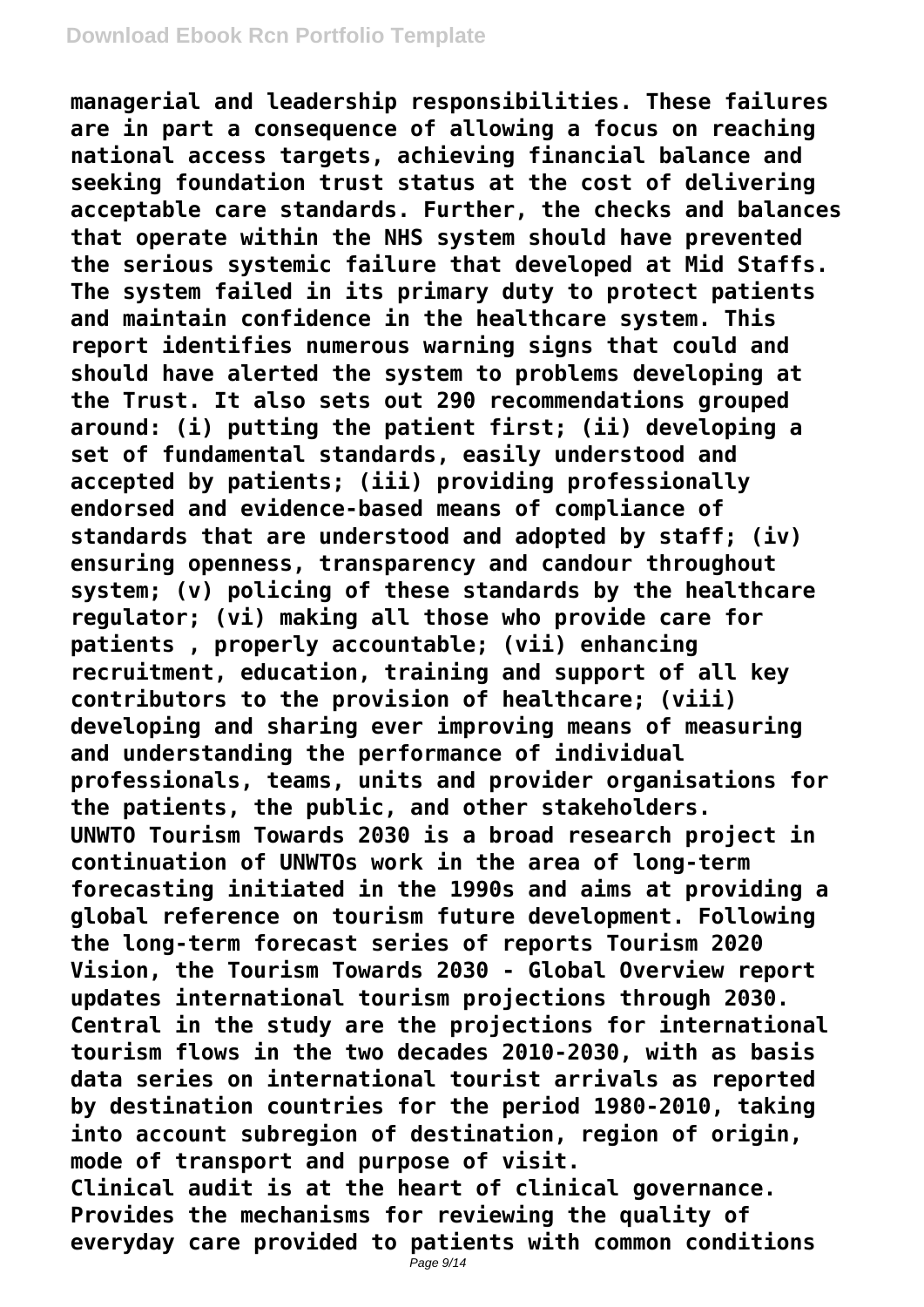**managerial and leadership responsibilities. These failures are in part a consequence of allowing a focus on reaching national access targets, achieving financial balance and seeking foundation trust status at the cost of delivering acceptable care standards. Further, the checks and balances that operate within the NHS system should have prevented the serious systemic failure that developed at Mid Staffs. The system failed in its primary duty to protect patients and maintain confidence in the healthcare system. This report identifies numerous warning signs that could and should have alerted the system to problems developing at the Trust. It also sets out 290 recommendations grouped around: (i) putting the patient first; (ii) developing a set of fundamental standards, easily understood and accepted by patients; (iii) providing professionally endorsed and evidence-based means of compliance of standards that are understood and adopted by staff; (iv) ensuring openness, transparency and candour throughout system; (v) policing of these standards by the healthcare regulator; (vi) making all those who provide care for patients , properly accountable; (vii) enhancing recruitment, education, training and support of all key contributors to the provision of healthcare; (viii) developing and sharing ever improving means of measuring and understanding the performance of individual professionals, teams, units and provider organisations for the patients, the public, and other stakeholders.**

**UNWTO Tourism Towards 2030 is a broad research project in continuation of UNWTOs work in the area of long-term forecasting initiated in the 1990s and aims at providing a global reference on tourism future development. Following the long-term forecast series of reports Tourism 2020 Vision, the Tourism Towards 2030 - Global Overview report updates international tourism projections through 2030. Central in the study are the projections for international tourism flows in the two decades 2010-2030, with as basis data series on international tourist arrivals as reported by destination countries for the period 1980-2010, taking into account subregion of destination, region of origin, mode of transport and purpose of visit.**

**Clinical audit is at the heart of clinical governance. Provides the mechanisms for reviewing the quality of everyday care provided to patients with common conditions**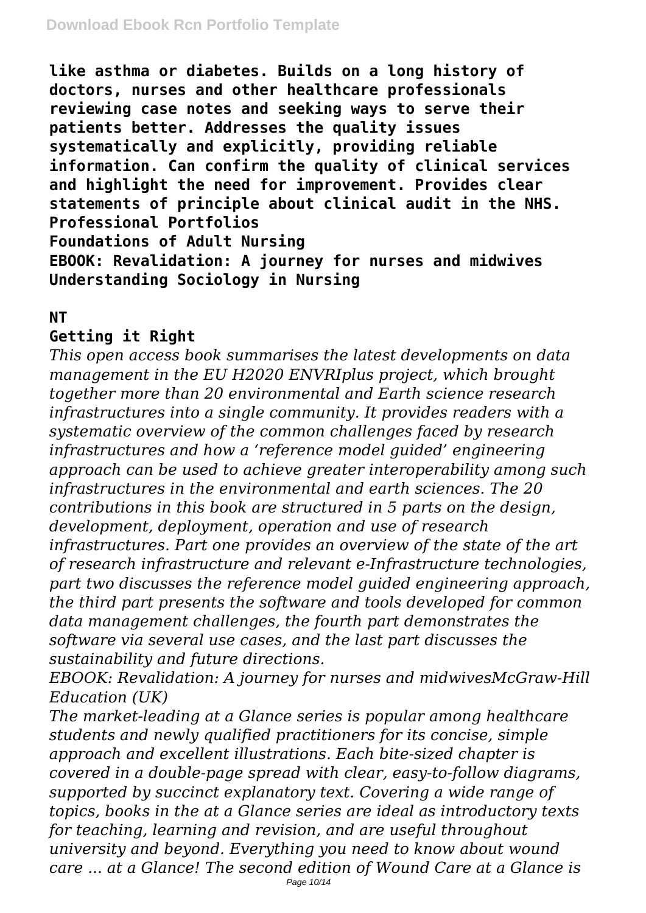**like asthma or diabetes. Builds on a long history of doctors, nurses and other healthcare professionals reviewing case notes and seeking ways to serve their patients better. Addresses the quality issues systematically and explicitly, providing reliable information. Can confirm the quality of clinical services and highlight the need for improvement. Provides clear statements of principle about clinical audit in the NHS.**
**Professional Portfolios**
**Foundations of Adult Nursing**
**EBOOK: Revalidation: A journey for nurses and midwives**
**Understanding Sociology in Nursing**

**NT**

**Getting it Right**

*This open access book summarises the latest developments on data management in the EU H2020 ENVRIplus project, which brought together more than 20 environmental and Earth science research infrastructures into a single community. It provides readers with a systematic overview of the common challenges faced by research infrastructures and how a 'reference model guided' engineering approach can be used to achieve greater interoperability among such infrastructures in the environmental and earth sciences. The 20 contributions in this book are structured in 5 parts on the design, development, deployment, operation and use of research infrastructures. Part one provides an overview of the state of the art of research infrastructure and relevant e-Infrastructure technologies, part two discusses the reference model guided engineering approach, the third part presents the software and tools developed for common data management challenges, the fourth part demonstrates the software via several use cases, and the last part discusses the sustainability and future directions.*

*EBOOK: Revalidation: A journey for nurses and midwivesMcGraw-Hill Education (UK)*

*The market-leading at a Glance series is popular among healthcare students and newly qualified practitioners for its concise, simple approach and excellent illustrations. Each bite-sized chapter is covered in a double-page spread with clear, easy-to-follow diagrams, supported by succinct explanatory text. Covering a wide range of topics, books in the at a Glance series are ideal as introductory texts for teaching, learning and revision, and are useful throughout university and beyond. Everything you need to know about wound care … at a Glance! The second edition of Wound Care at a Glance is*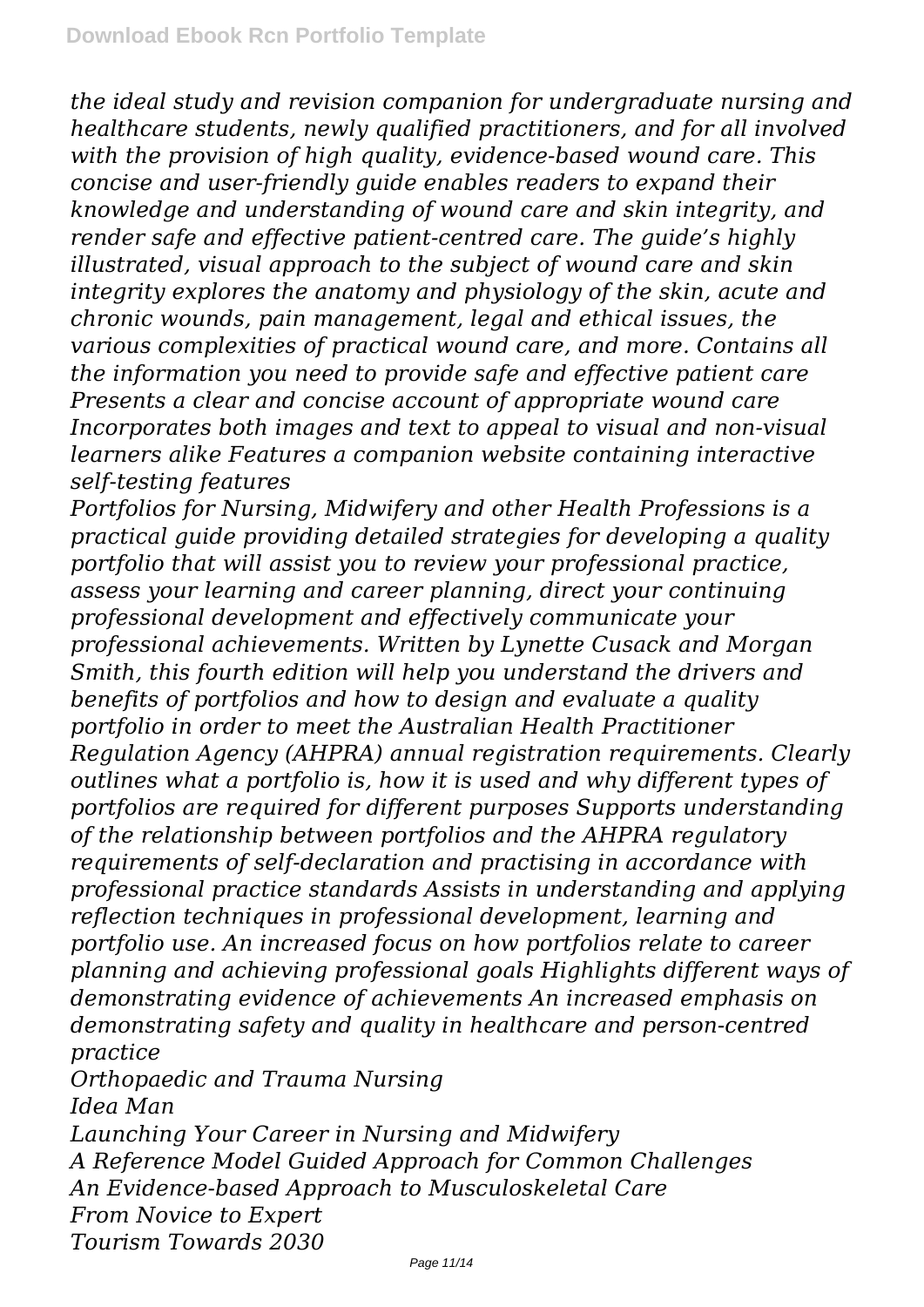*the ideal study and revision companion for undergraduate nursing and healthcare students, newly qualified practitioners, and for all involved with the provision of high quality, evidence-based wound care. This concise and user-friendly guide enables readers to expand their knowledge and understanding of wound care and skin integrity, and render safe and effective patient-centred care. The guide's highly illustrated, visual approach to the subject of wound care and skin integrity explores the anatomy and physiology of the skin, acute and chronic wounds, pain management, legal and ethical issues, the various complexities of practical wound care, and more. Contains all the information you need to provide safe and effective patient care Presents a clear and concise account of appropriate wound care Incorporates both images and text to appeal to visual and non-visual learners alike Features a companion website containing interactive self-testing features*

*Portfolios for Nursing, Midwifery and other Health Professions is a practical guide providing detailed strategies for developing a quality portfolio that will assist you to review your professional practice, assess your learning and career planning, direct your continuing professional development and effectively communicate your professional achievements. Written by Lynette Cusack and Morgan Smith, this fourth edition will help you understand the drivers and benefits of portfolios and how to design and evaluate a quality portfolio in order to meet the Australian Health Practitioner Regulation Agency (AHPRA) annual registration requirements. Clearly outlines what a portfolio is, how it is used and why different types of portfolios are required for different purposes Supports understanding of the relationship between portfolios and the AHPRA regulatory requirements of self-declaration and practising in accordance with professional practice standards Assists in understanding and applying reflection techniques in professional development, learning and portfolio use. An increased focus on how portfolios relate to career planning and achieving professional goals Highlights different ways of demonstrating evidence of achievements An increased emphasis on demonstrating safety and quality in healthcare and person-centred practice*

*Orthopaedic and Trauma Nursing*

*Idea Man*

*Launching Your Career in Nursing and Midwifery*

*A Reference Model Guided Approach for Common Challenges*

*An Evidence-based Approach to Musculoskeletal Care*

*From Novice to Expert*

*Tourism Towards 2030*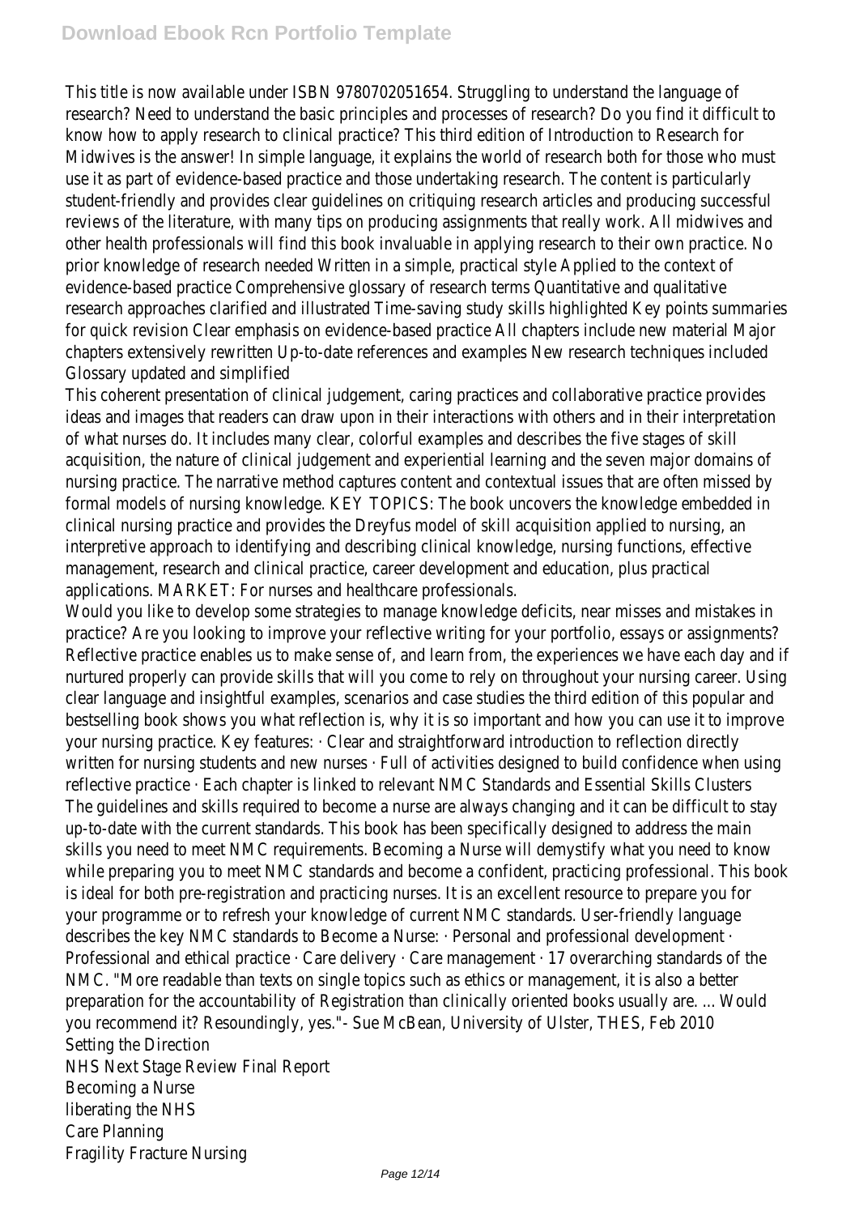This title is now available under ISBN 9780702051654. Struggling to understand the language of research? Need to understand the basic principles and processes of research? Do you find it difficult to know how to apply research to clinical practice? This third edition of Introduction to Research for Midwives is the answer! In simple language, it explains the world of research both for those who must use it as part of evidence-based practice and those undertaking research. The content is particularly student-friendly and provides clear guidelines on critiquing research articles and producing successful reviews of the literature, with many tips on producing assignments that really work. All midwives and other health professionals will find this book invaluable in applying research to their own practice. No prior knowledge of research needed Written in a simple, practical style Applied to the context of evidence-based practice Comprehensive glossary of research terms Quantitative and qualitative research approaches clarified and illustrated Time-saving study skills highlighted Key points summaries for quick revision Clear emphasis on evidence-based practice All chapters include new material Major chapters extensively rewritten Up-to-date references and examples New research techniques included Glossary updated and simplified

This coherent presentation of clinical judgement, caring practices and collaborative practice provides ideas and images that readers can draw upon in their interactions with others and in their interpretation of what nurses do. It includes many clear, colorful examples and describes the five stages of skill acquisition, the nature of clinical judgement and experiential learning and the seven major domains of nursing practice. The narrative method captures content and contextual issues that are often missed by formal models of nursing knowledge. KEY TOPICS: The book uncovers the knowledge embedded in clinical nursing practice and provides the Dreyfus model of skill acquisition applied to nursing, an interpretive approach to identifying and describing clinical knowledge, nursing functions, effective management, research and clinical practice, career development and education, plus practical applications. MARKET: For nurses and healthcare professionals.

Would you like to develop some strategies to manage knowledge deficits, near misses and mistakes in practice? Are you looking to improve your reflective writing for your portfolio, essays or assignments? Reflective practice enables us to make sense of, and learn from, the experiences we have each day and if nurtured properly can provide skills that will you come to rely on throughout your nursing career. Using clear language and insightful examples, scenarios and case studies the third edition of this popular and bestselling book shows you what reflection is, why it is so important and how you can use it to improve your nursing practice. Key features: · Clear and straightforward introduction to reflection directly written for nursing students and new nurses · Full of activities designed to build confidence when using reflective practice · Each chapter is linked to relevant NMC Standards and Essential Skills Clusters

The guidelines and skills required to become a nurse are always changing and it can be difficult to stay up-to-date with the current standards. This book has been specifically designed to address the main skills you need to meet NMC requirements. Becoming a Nurse will demystify what you need to know while preparing you to meet NMC standards and become a confident, practicing professional. This book is ideal for both pre-registration and practicing nurses. It is an excellent resource to prepare you for your programme or to refresh your knowledge of current NMC standards. User-friendly language describes the key NMC standards to Become a Nurse: · Personal and professional development · Professional and ethical practice · Care delivery · Care management · 17 overarching standards of the NMC. "More readable than texts on single topics such as ethics or management, it is also a better preparation for the accountability of Registration than clinically oriented books usually are. ... Would you recommend it? Resoundingly, yes."- Sue McBean, University of Ulster, THES, Feb 2010

Setting the Direction

NHS Next Stage Review Final Report

Becoming a Nurse

liberating the NHS

Care Planning

Fragility Fracture Nursing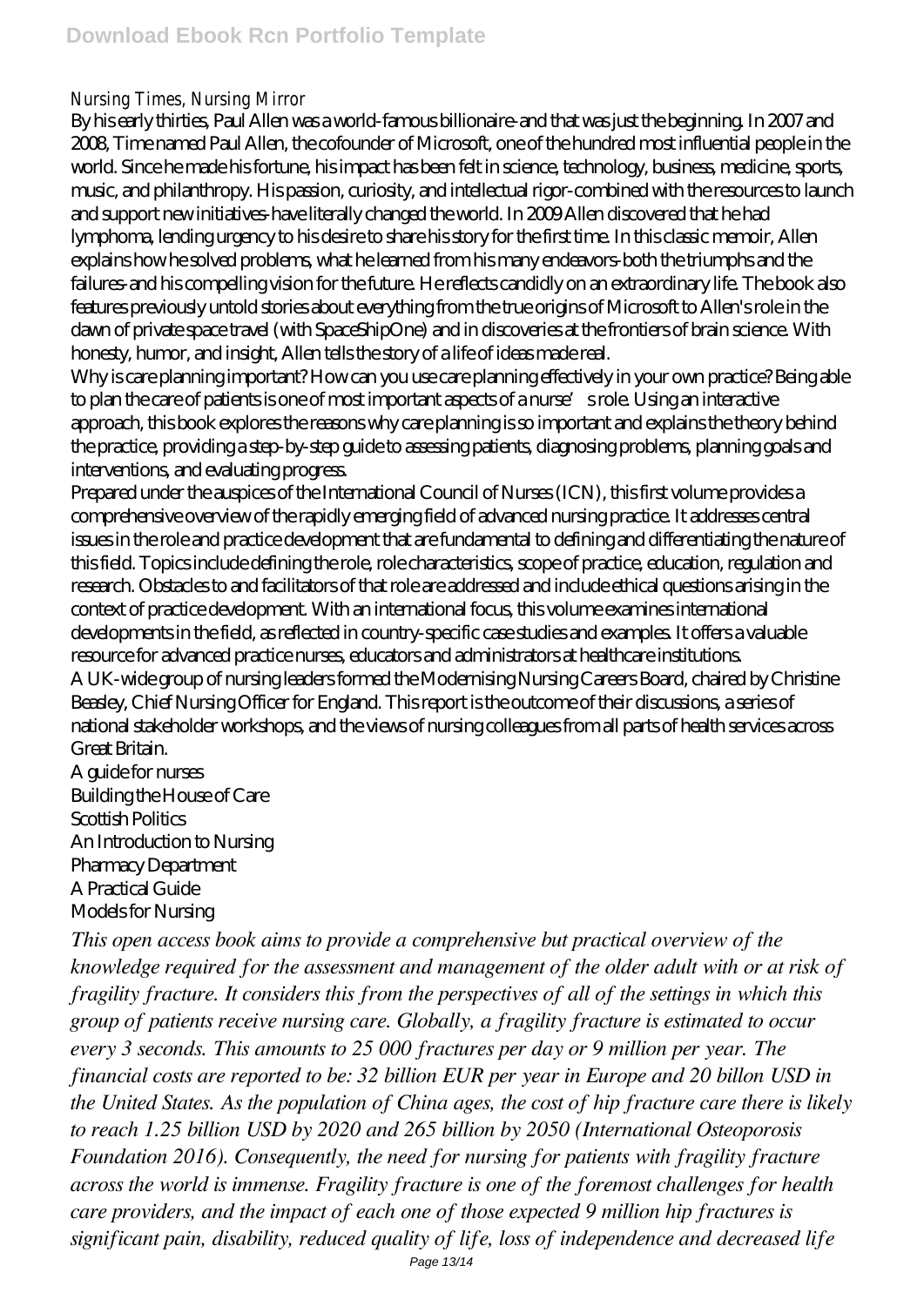Nursing Times, Nursing Mirror

By his early thirties, Paul Allen was a world-famous billionaire-and that was just the beginning. In 2007 and 2008, Time named Paul Allen, the cofounder of Microsoft, one of the hundred most influential people in the world. Since he made his fortune, his impact has been felt in science, technology, business, medicine, sports, music, and philanthropy. His passion, curiosity, and intellectual rigor-combined with the resources to launch and support new initiatives-have literally changed the world. In 2009 Allen discovered that he had lymphoma, lending urgency to his desire to share his story for the first time. In this classic memoir, Allen explains how he solved problems, what he learned from his many endeavors-both the triumphs and the failures-and his compelling vision for the future. He reflects candidly on an extraordinary life. The book also features previously untold stories about everything from the true origins of Microsoft to Allen's role in the dawn of private space travel (with SpaceShipOne) and in discoveries at the frontiers of brain science. With honesty, humor, and insight, Allen tells the story of a life of ideas made real.

Why is care planning important? How can you use care planning effectively in your own practice? Being able to plan the care of patients is one of most important aspects of a nurse's role. Using an interactive approach, this book explores the reasons why care planning is so important and explains the theory behind the practice, providing a step-by-step guide to assessing patients, diagnosing problems, planning goals and interventions, and evaluating progress.

Prepared under the auspices of the International Council of Nurses (ICN), this first volume provides a comprehensive overview of the rapidly emerging field of advanced nursing practice. It addresses central issues in the role and practice development that are fundamental to defining and differentiating the nature of this field. Topics include defining the role, role characteristics, scope of practice, education, regulation and research. Obstacles to and facilitators of that role are addressed and include ethical questions arising in the context of practice development. With an international focus, this volume examines international developments in the field, as reflected in country-specific case studies and examples. It offers a valuable resource for advanced practice nurses, educators and administrators at healthcare institutions.

A UK-wide group of nursing leaders formed the Modernising Nursing Careers Board, chaired by Christine Beasley, Chief Nursing Officer for England. This report is the outcome of their discussions, a series of national stakeholder workshops, and the views of nursing colleagues from all parts of health services across Great Britain.

A guide for nurses
Building the House of Care
Scottish Politics
An Introduction to Nursing
Pharmacy Department
A Practical Guide
Models for Nursing

*This open access book aims to provide a comprehensive but practical overview of the knowledge required for the assessment and management of the older adult with or at risk of fragility fracture. It considers this from the perspectives of all of the settings in which this group of patients receive nursing care. Globally, a fragility fracture is estimated to occur every 3 seconds. This amounts to 25 000 fractures per day or 9 million per year. The financial costs are reported to be: 32 billion EUR per year in Europe and 20 billon USD in the United States. As the population of China ages, the cost of hip fracture care there is likely to reach 1.25 billion USD by 2020 and 265 billion by 2050 (International Osteoporosis Foundation 2016). Consequently, the need for nursing for patients with fragility fracture across the world is immense. Fragility fracture is one of the foremost challenges for health care providers, and the impact of each one of those expected 9 million hip fractures is significant pain, disability, reduced quality of life, loss of independence and decreased life*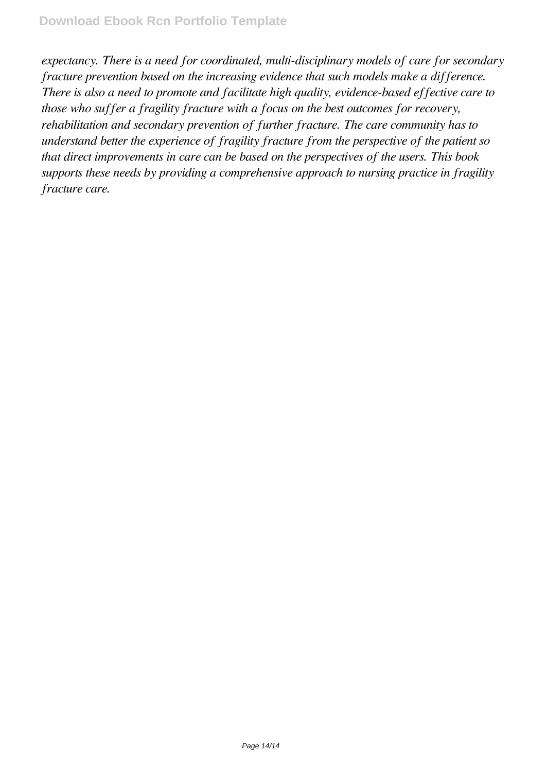*expectancy. There is a need for coordinated, multi-disciplinary models of care for secondary fracture prevention based on the increasing evidence that such models make a difference. There is also a need to promote and facilitate high quality, evidence-based effective care to those who suffer a fragility fracture with a focus on the best outcomes for recovery, rehabilitation and secondary prevention of further fracture. The care community has to understand better the experience of fragility fracture from the perspective of the patient so that direct improvements in care can be based on the perspectives of the users. This book supports these needs by providing a comprehensive approach to nursing practice in fragility fracture care.*